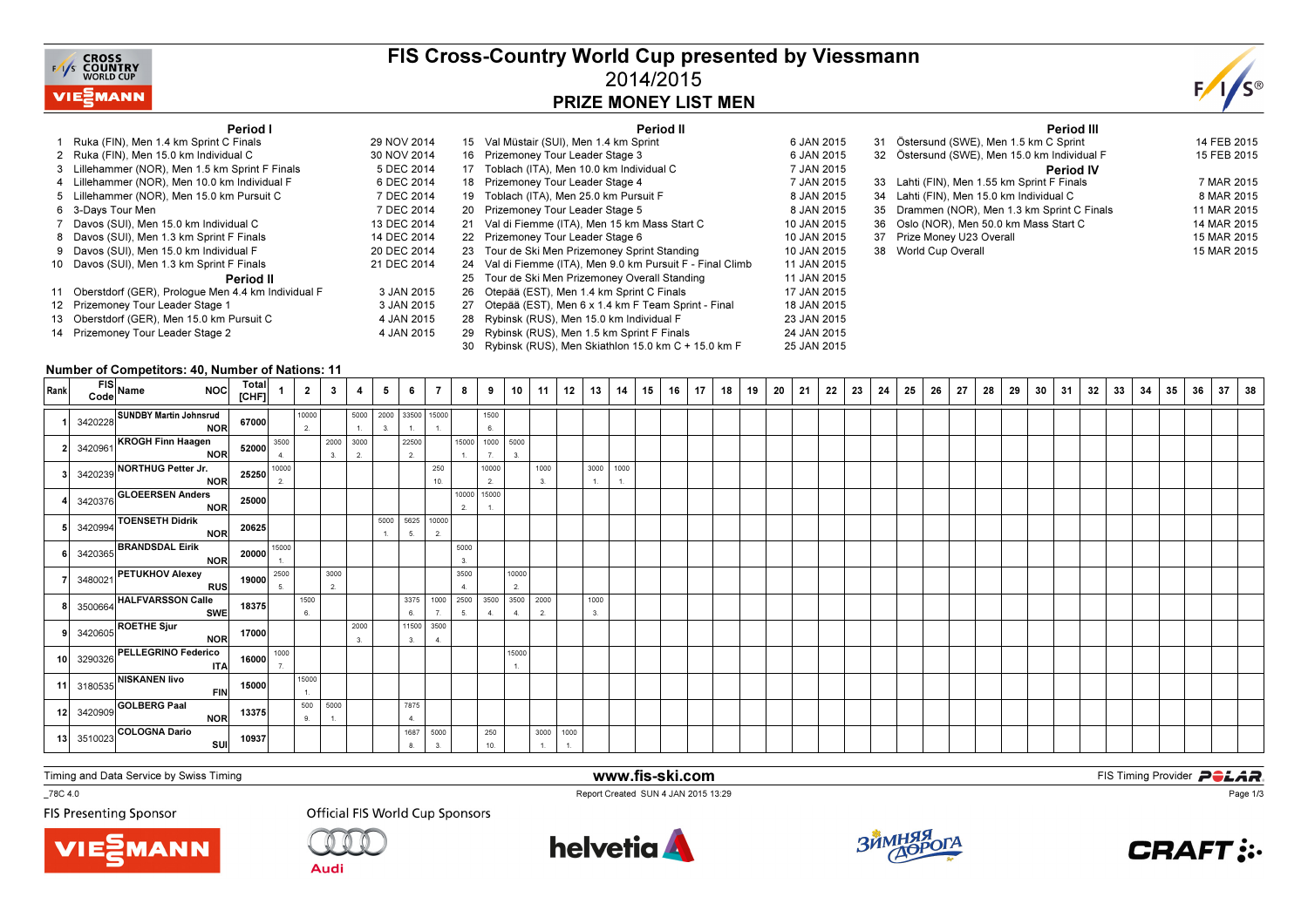# FIS Cross-Country World Cup presented by Viessmann

## 2014/2015

## PRIZE MONEY LIST MEN

### Period I

| No. | Event | Date |
|---|---|---|
| 1 | Ruka (FIN), Men 1.4 km Sprint C Finals | 29 NOV 2014 |
| 2 | Ruka (FIN), Men 15.0 km Individual C | 30 NOV 2014 |
| 3 | Lillehammer (NOR), Men 1.5 km Sprint F Finals | 5 DEC 2014 |
| 4 | Lillehammer (NOR), Men 10.0 km Individual F | 6 DEC 2014 |
| 5 | Lillehammer (NOR), Men 15.0 km Pursuit C | 7 DEC 2014 |
| 6 | 3-Days Tour Men | 7 DEC 2014 |
| 7 | Davos (SUI), Men 15.0 km Individual C | 13 DEC 2014 |
| 8 | Davos (SUI), Men 1.3 km Sprint F Finals | 14 DEC 2014 |
| 9 | Davos (SUI), Men 15.0 km Individual F | 20 DEC 2014 |
| 10 | Davos (SUI), Men 1.3 km Sprint F Finals | 21 DEC 2014 |

### Period II

| No. | Event | Date |
|---|---|---|
| 11 | Oberstdorf (GER), Prologue Men 4.4 km Individual F | 3 JAN 2015 |
| 12 | Prizemoney Tour Leader Stage 1 | 3 JAN 2015 |
| 13 | Oberstdorf (GER), Men 15.0 km Pursuit C | 4 JAN 2015 |
| 14 | Prizemoney Tour Leader Stage 2 | 4 JAN 2015 |
| 15 | Val Müstair (SUI), Men 1.4 km Sprint | 6 JAN 2015 |
| 16 | Prizemoney Tour Leader Stage 3 | 6 JAN 2015 |
| 17 | Toblach (ITA), Men 10.0 km Individual C | 7 JAN 2015 |
| 18 | Prizemoney Tour Leader Stage 4 | 7 JAN 2015 |
| 19 | Toblach (ITA), Men 25.0 km Pursuit F | 8 JAN 2015 |
| 20 | Prizemoney Tour Leader Stage 5 | 8 JAN 2015 |
| 21 | Val di Fiemme (ITA), Men 15 km Mass Start C | 10 JAN 2015 |
| 22 | Prizemoney Tour Leader Stage 6 | 10 JAN 2015 |
| 23 | Tour de Ski Men Prizemoney Sprint Standing | 10 JAN 2015 |
| 24 | Val di Fiemme (ITA), Men 9.0 km Pursuit F - Final Climb | 11 JAN 2015 |
| 25 | Tour de Ski Men Prizemoney Overall Standing | 11 JAN 2015 |
| 26 | Otepää (EST), Men 1.4 km Sprint C Finals | 17 JAN 2015 |
| 27 | Otepää (EST), Men 6 x 1.4 km F Team Sprint - Final | 18 JAN 2015 |
| 28 | Rybinsk (RUS), Men 15.0 km Individual F | 23 JAN 2015 |
| 29 | Rybinsk (RUS), Men 1.5 km Sprint F Finals | 24 JAN 2015 |
| 30 | Rybinsk (RUS), Men Skiathlon 15.0 km C + 15.0 km F | 25 JAN 2015 |

### Period III

| No. | Event | Date |
|---|---|---|
| 31 | Östersund (SWE), Men 1.5 km C Sprint | 14 FEB 2015 |
| 32 | Östersund (SWE), Men 15.0 km Individual F | 15 FEB 2015 |

### Period IV

| No. | Event | Date |
|---|---|---|
| 33 | Lahti (FIN), Men 1.55 km Sprint F Finals | 7 MAR 2015 |
| 34 | Lahti (FIN), Men 15.0 km Individual C | 8 MAR 2015 |
| 35 | Drammen (NOR), Men 1.3 km Sprint C Finals | 11 MAR 2015 |
| 36 | Oslo (NOR), Men 50.0 km Mass Start C | 14 MAR 2015 |
| 37 | Prize Money U23 Overall | 15 MAR 2015 |
| 38 | World Cup Overall | 15 MAR 2015 |

**Number of Competitors: 40, Number of Nations: 11**

| Rank | FIS Code | Name | NOC | Total [CHF] | 1 | 2 | 3 | 4 | 5 | 6 | 7 | 8 | 9 | 10 | 11 | 12 | 13 | 14 | 15 | 16 | 17 | 18 | 19 | 20 | 21 | 22 | 23 | 24 | 25 | 26 | 27 | 28 | 29 | 30 | 31 | 32 | 33 | 34 | 35 | 36 | 37 | 38 |
|---|---|---|---|---|---|---|---|---|---|---|---|---|---|---|---|---|---|---|---|---|---|---|---|---|---|---|---|---|---|---|---|---|---|---|---|---|---|---|---|---|---|---|
| 1 | 3420228 | SUNDBY Martin Johnsrud | NOR | 67000 | | 10000 2. | | 5000 1. | 2000 3. | 33500 1. | 15000 1. | | 1500 6. | | | | | | | | | | | | | | | | | | | | | | | | | | | | | |
| 2 | 3420961 | KROGH Finn Haagen | NOR | 52000 | 3500 4. | | 2000 3. | 3000 2. | | 22500 2. | | 15000 1. | 1000 7. | 5000 3. | | | | | | | | | | | | | | | | | | | | | | | | | | | | |
| 3 | 3420239 | NORTHUG Petter Jr. | NOR | 25250 | 10000 2. | | | | | | 250 10. | | 10000 2. | | 1000 3. | | 3000 1. | 1000 1. | | | | | | | | | | | | | | | | | | | | | | | | |
| 4 | 3420376 | GLOEERSEN Anders | NOR | 25000 | | | | | | | | 10000 2. | 15000 1. | | | | | | | | | | | | | | | | | | | | | | | | | | | | | |
| 5 | 3420994 | TOENSETH Didrik | NOR | 20625 | | | | | 5000 1. | 5625 5. | 10000 2. | | | | | | | | | | | | | | | | | | | | | | | | | | | | | | | |
| 6 | 3420365 | BRANDSDAL Eirik | NOR | 20000 | 15000 1. | | | | | | | 5000 3. | | | | | | | | | | | | | | | | | | | | | | | | | | | | | | |
| 7 | 3480021 | PETUKHOV Alexey | RUS | 19000 | 2500 5. | | 3000 2. | | | | | 3500 4. | | 10000 2. | | | | | | | | | | | | | | | | | | | | | | | | | | | | |
| 8 | 3500664 | HALFVARSSON Calle | SWE | 18375 | | 1500 6. | | | | 3375 6. | 1000 7. | 2500 5. | 3500 4. | 3500 4. | 2000 2. | | 1000 3. | | | | | | | | | | | | | | | | | | | | | | | | | |
| 9 | 3420605 | ROETHE Sjur | NOR | 17000 | | | | 2000 3. | | 11500 3. | 3500 4. | | | | | | | | | | | | | | | | | | | | | | | | | | | | | | | |
| 10 | 3290326 | PELLEGRINO Federico | ITA | 16000 | 1000 7. | | | | | | | | | 15000 1. | | | | | | | | | | | | | | | | | | | | | | | | | | | | |
| 11 | 3180535 | NISKANEN Iivo | FIN | 15000 | | 15000 1. | | | | | | | | | | | | | | | | | | | | | | | | | | | | | | | | | | | | |
| 12 | 3420909 | GOLBERG Paal | NOR | 13375 | | 500 9. | 5000 1. | | | 7875 4. | | | | | | | | | | | | | | | | | | | | | | | | | | | | | | | | |
| 13 | 3510023 | COLOGNA Dario | SUI | 10937 | | | | | | 1687 8. | 5000 3. | | 250 10. | | 3000 1. | 1000 1. | | | | | | | | | | | | | | | | | | | | | | | | | | |

Timing and Data Service by Swiss Timing

www.fis-ski.com

FIS Timing Provider POLAR

_78C 4.0

Report Created SUN 4 JAN 2015 13:29

FIS Presenting Sponsor

Official FIS World Cup Sponsors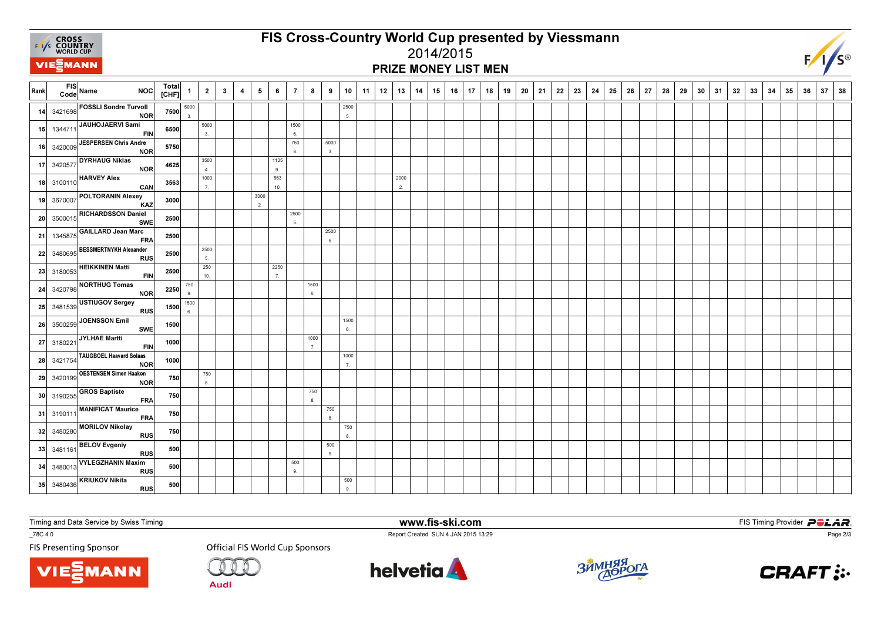# FIS Cross-Country World Cup presented by Viessmann

## 2014/2015

## PRIZE MONEY LIST MEN

| Rank | FIS Code | Name | NOC | Total [CHF] | 1 | 2 | 3 | 4 | 5 | 6 | 7 | 8 | 9 | 10 | 11 | 12 | 13 | 14 | 15 | 16 | 17 | 18 | 19 | 20 | 21 | 22 | 23 | 24 | 25 | 26 | 27 | 28 | 29 | 30 | 31 | 32 | 33 | 34 | 35 | 36 | 37 | 38 |
|---|---|---|---|---|---|---|---|---|---|---|---|---|---|---|---|---|---|---|---|---|---|---|---|---|---|---|---|---|---|---|---|---|---|---|---|---|---|---|---|---|---|---|
| 14 | 3421698 | FOSSLI Sondre Turvoll | NOR | 7500 | 5000 3. | | | | | | | | | 2500 5. | | | | | | | | | | | | | | | | | | | | | | | | | | | | |
| 15 | 1344711 | JAUHOJAERVI Sami | FIN | 6500 | | 5000 3. | | | | | 1500 6. | | | | | | | | | | | | | | | | | | | | | | | | | | | | | | | |
| 16 | 3420009 | JESPERSEN Chris Andre | NOR | 5750 | | | | | | | 750 8. | | 5000 3. | | | | | | | | | | | | | | | | | | | | | | | | | | | | | |
| 17 | 3420577 | DYRHAUG Niklas | NOR | 4625 | | 3500 4. | | | | 1125 9. | | | | | | | | | | | | | | | | | | | | | | | | | | | | | | | | |
| 18 | 3100110 | HARVEY Alex | CAN | 3563 | | 1000 7. | | | | 563 10. | | | | | | | 2000 2. | | | | | | | | | | | | | | | | | | | | | | | | | |
| 19 | 3670007 | POLTORANIN Alexey | KAZ | 3000 | | | | | 3000 2. | | | | | | | | | | | | | | | | | | | | | | | | | | | | | | | | | |
| 20 | 3500015 | RICHARDSSON Daniel | SWE | 2500 | | | | | | | 2500 5. | | | | | | | | | | | | | | | | | | | | | | | | | | | | | | | |
| 21 | 1345875 | GAILLARD Jean Marc | FRA | 2500 | | | | | | | | | 2500 5. | | | | | | | | | | | | | | | | | | | | | | | | | | | | | |
| 22 | 3480695 | BESSMERTNYKH Alexander | RUS | 2500 | | 2500 5. | | | | | | | | | | | | | | | | | | | | | | | | | | | | | | | | | | | | |
| 23 | 3180053 | HEIKKINEN Matti | FIN | 2500 | | 250 10. | | | | 2250 7. | | | | | | | | | | | | | | | | | | | | | | | | | | | | | | | | |
| 24 | 3420798 | NORTHUG Tomas | NOR | 2250 | 750 8. | | | | | | | 1500 6. | | | | | | | | | | | | | | | | | | | | | | | | | | | | | | |
| 25 | 3481539 | USTIUGOV Sergey | RUS | 1500 | 1500 6. | | | | | | | | | | | | | | | | | | | | | | | | | | | | | | | | | | | | | |
| 26 | 3500259 | JOENSSON Emil | SWE | 1500 | | | | | | | | | | 1500 6. | | | | | | | | | | | | | | | | | | | | | | | | | | | | |
| 27 | 3180221 | JYLHAE Martti | FIN | 1000 | | | | | | | | 1000 7. | | | | | | | | | | | | | | | | | | | | | | | | | | | | | | |
| 28 | 3421754 | TAUGBOEL Haavard Solaas | NOR | 1000 | | | | | | | | | | 1000 7. | | | | | | | | | | | | | | | | | | | | | | | | | | | | |
| 29 | 3420199 | OESTENSEN Simen Haakon | NOR | 750 | | 750 8. | | | | | | | | | | | | | | | | | | | | | | | | | | | | | | | | | | | | |
| 30 | 3190255 | GROS Baptiste | FRA | 750 | | | | | | | | 750 8. | | | | | | | | | | | | | | | | | | | | | | | | | | | | | | |
| 31 | 3190111 | MANIFICAT Maurice | FRA | 750 | | | | | | | | | 750 8. | | | | | | | | | | | | | | | | | | | | | | | | | | | | | |
| 32 | 3480280 | MORILOV Nikolay | RUS | 750 | | | | | | | | | | 750 8. | | | | | | | | | | | | | | | | | | | | | | | | | | | | |
| 33 | 3481161 | BELOV Evgeniy | RUS | 500 | | | | | | | | | 500 9. | | | | | | | | | | | | | | | | | | | | | | | | | | | | | |
| 34 | 3480013 | VYLEGZHANIN Maxim | RUS | 500 | | | | | | | 500 9. | | | | | | | | | | | | | | | | | | | | | | | | | | | | | | | |
| 35 | 3480436 | KRIUKOV Nikita | RUS | 500 | | | | | | | | | | 500 9. | | | | | | | | | | | | | | | | | | | | | | | | | | | | |

Timing and Data Service by Swiss Timing

www.fis-ski.com

FIS Timing Provider POLAR

_78C 4.0

Report Created SUN 4 JAN 2015 13:29

FIS Presenting Sponsor

Official FIS World Cup Sponsors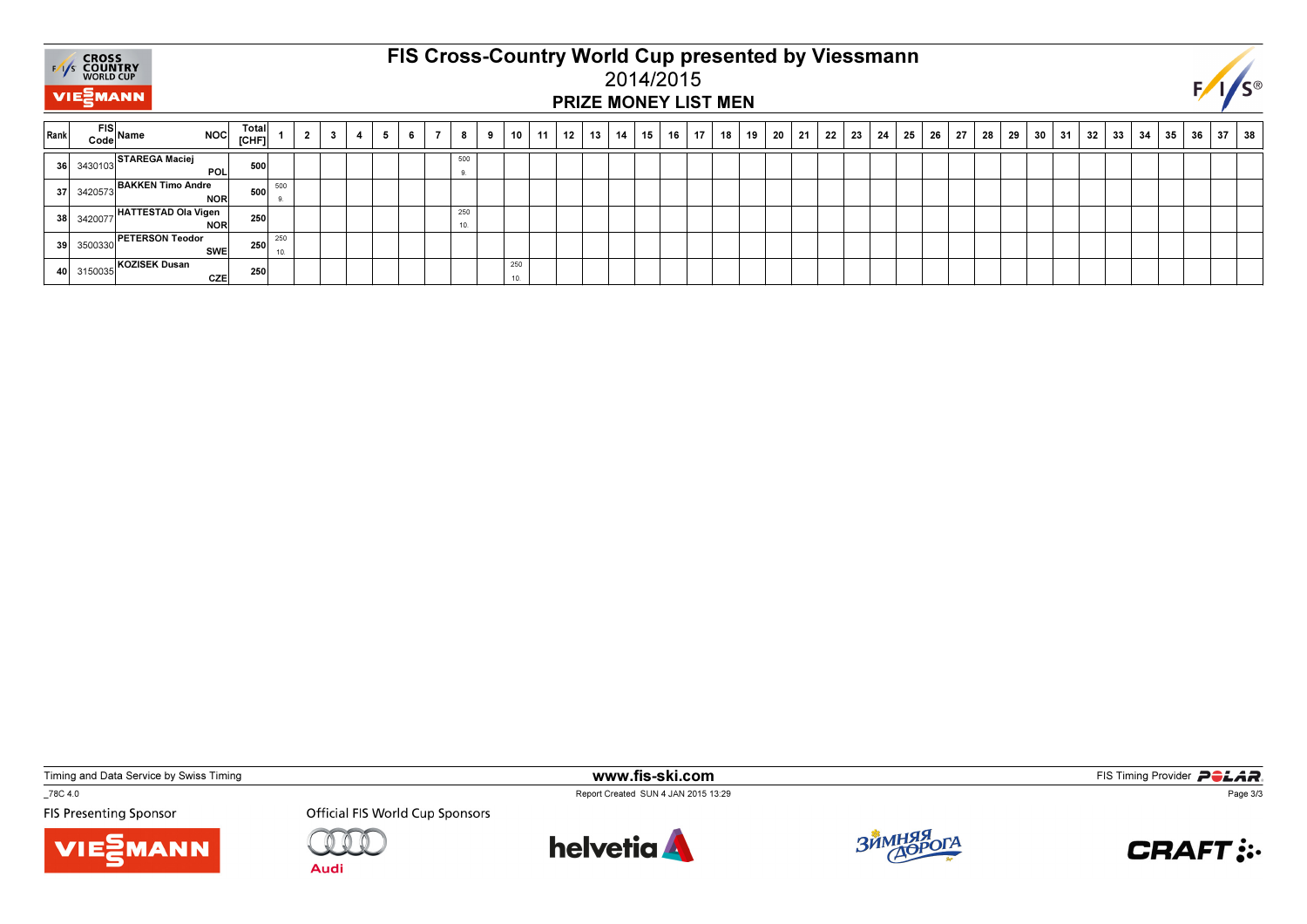# FIS Cross-Country World Cup presented by Viessmann

## 2014/2015

## PRIZE MONEY LIST MEN

| Rank | FIS Code | Name | NOC | Total [CHF] | 1 | 2 | 3 | 4 | 5 | 6 | 7 | 8 | 9 | 10 | 11 | 12 | 13 | 14 | 15 | 16 | 17 | 18 | 19 | 20 | 21 | 22 | 23 | 24 | 25 | 26 | 27 | 28 | 29 | 30 | 31 | 32 | 33 | 34 | 35 | 36 | 37 | 38 |
|---|---|---|---|---|---|---|---|---|---|---|---|---|---|---|---|---|---|---|---|---|---|---|---|---|---|---|---|---|---|---|---|---|---|---|---|---|---|---|---|---|---|---|
| 36 | 3430103 | STAREGA Maciej | POL | 500 | | | | | | | | 500 9. | | | | | | | | | | | | | | | | | | | | | | | | | | | | | | |
| 37 | 3420573 | BAKKEN Timo Andre | NOR | 500 | 500 9. | | | | | | | | | | | | | | | | | | | | | | | | | | | | | | | | | | | | | |
| 38 | 3420077 | HATTESTAD Ola Vigen | NOR | 250 | | | | | | | | 250 10. | | | | | | | | | | | | | | | | | | | | | | | | | | | | | | |
| 39 | 3500330 | PETERSON Teodor | SWE | 250 | 250 10. | | | | | | | | | | | | | | | | | | | | | | | | | | | | | | | | | | | | | |
| 40 | 3150035 | KOZISEK Dusan | CZE | 250 | | | | | | | | | | 250 10. | | | | | | | | | | | | | | | | | | | | | | | | | | | | |

Timing and Data Service by Swiss Timing

www.fis-ski.com

FIS Timing Provider POLAR

_78C 4.0

Report Created SUN 4 JAN 2015 13:29

FIS Presenting Sponsor

Official FIS World Cup Sponsors